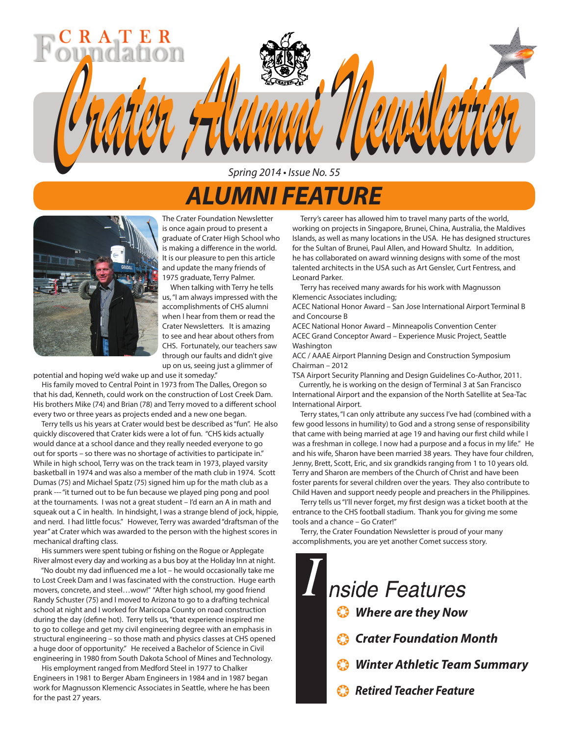CRATER Foundation

# Crater Alumni Newsletter

*Spring 2014 • Issue No. 55*

## ALUMNI FEATURE

The Crater Foundation Newsletter is once again proud to present a graduate of Crater High School who is making a difference in the world. It is our pleasure to pen this article and update the many friends of 1975 graduate, Terry Palmer.

When talking with Terry he tells us, "I am always impressed with the accomplishments of CHS alumni when I hear from them or read the Crater Newsletters. It is amazing to see and hear about others from CHS. Fortunately, our teachers saw through our faults and didn't give up on us, seeing just a glimmer of potential and hoping we'd wake up and use it someday."

His family moved to Central Point in 1973 from The Dalles, Oregon so that his dad, Kenneth, could work on the construction of Lost Creek Dam. His brothers Mike (74) and Brian (78) and Terry moved to a different school every two or three years as projects ended and a new one began.

Terry tells us his years at Crater would best be described as "fun". He also quickly discovered that Crater kids were a lot of fun. "CHS kids actually would dance at a school dance and they really needed everyone to go out for sports – so there was no shortage of activities to participate in." While in high school, Terry was on the track team in 1973, played varsity basketball in 1974 and was also a member of the math club in 1974. Scott Dumas (75) and Michael Spatz (75) signed him up for the math club as a prank --- "it turned out to be fun because we played ping pong and pool at the tournaments. I was not a great student – I'd earn an A in math and squeak out a C in health. In hindsight, I was a strange blend of jock, hippie, and nerd. I had little focus." However, Terry was awarded "draftsman of the year" at Crater which was awarded to the person with the highest scores in mechanical drafting class.

His summers were spent tubing or fishing on the Rogue or Applegate River almost every day and working as a bus boy at the Holiday Inn at night.

"No doubt my dad influenced me a lot – he would occasionally take me to Lost Creek Dam and I was fascinated with the construction. Huge earth movers, concrete, and steel…wow!" "After high school, my good friend Randy Schuster (75) and I moved to Arizona to go to a drafting technical school at night and I worked for Maricopa County on road construction during the day (define hot). Terry tells us, "that experience inspired me to go to college and get my civil engineering degree with an emphasis in structural engineering – so those math and physics classes at CHS opened a huge door of opportunity." He received a Bachelor of Science in Civil engineering in 1980 from South Dakota School of Mines and Technology.

His employment ranged from Medford Steel in 1977 to Chalker Engineers in 1981 to Berger Abam Engineers in 1984 and in 1987 began work for Magnusson Klemencic Associates in Seattle, where he has been for the past 27 years.

Terry's career has allowed him to travel many parts of the world, working on projects in Singapore, Brunei, China, Australia, the Maldives Islands, as well as many locations in the USA. He has designed structures for the Sultan of Brunei, Paul Allen, and Howard Shultz. In addition, he has collaborated on award winning designs with some of the most talented architects in the USA such as Art Gensler, Curt Fentress, and Leonard Parker.

Terry has received many awards for his work with Magnusson Klemencic Associates including;

ACEC National Honor Award – San Jose International Airport Terminal B and Concourse B

ACEC National Honor Award – Minneapolis Convention Center

ACEC Grand Conceptor Award – Experience Music Project, Seattle Washington

ACC / AAAE Airport Planning Design and Construction Symposium Chairman – 2012

TSA Airport Security Planning and Design Guidelines Co-Author, 2011.

Currently, he is working on the design of Terminal 3 at San Francisco International Airport and the expansion of the North Satellite at Sea-Tac International Airport.

Terry states, "I can only attribute any success I've had (combined with a few good lessons in humility) to God and a strong sense of responsibility that came with being married at age 19 and having our first child while I was a freshman in college. I now had a purpose and a focus in my life." He and his wife, Sharon have been married 38 years. They have four children, Jenny, Brett, Scott, Eric, and six grandkids ranging from 1 to 10 years old. Terry and Sharon are members of the Church of Christ and have been foster parents for several children over the years. They also contribute to Child Haven and support needy people and preachers in the Philippines.

Terry tells us "I'll never forget, my first design was a ticket booth at the entrance to the CHS football stadium. Thank you for giving me some tools and a chance – Go Crater!"

Terry, the Crater Foundation Newsletter is proud of your many accomplishments, you are yet another Comet success story.

## Inside Features

- ***Where are they Now***
- ***Crater Foundation Month***
- ***Winter Athletic Team Summary***
- ***Retired Teacher Feature***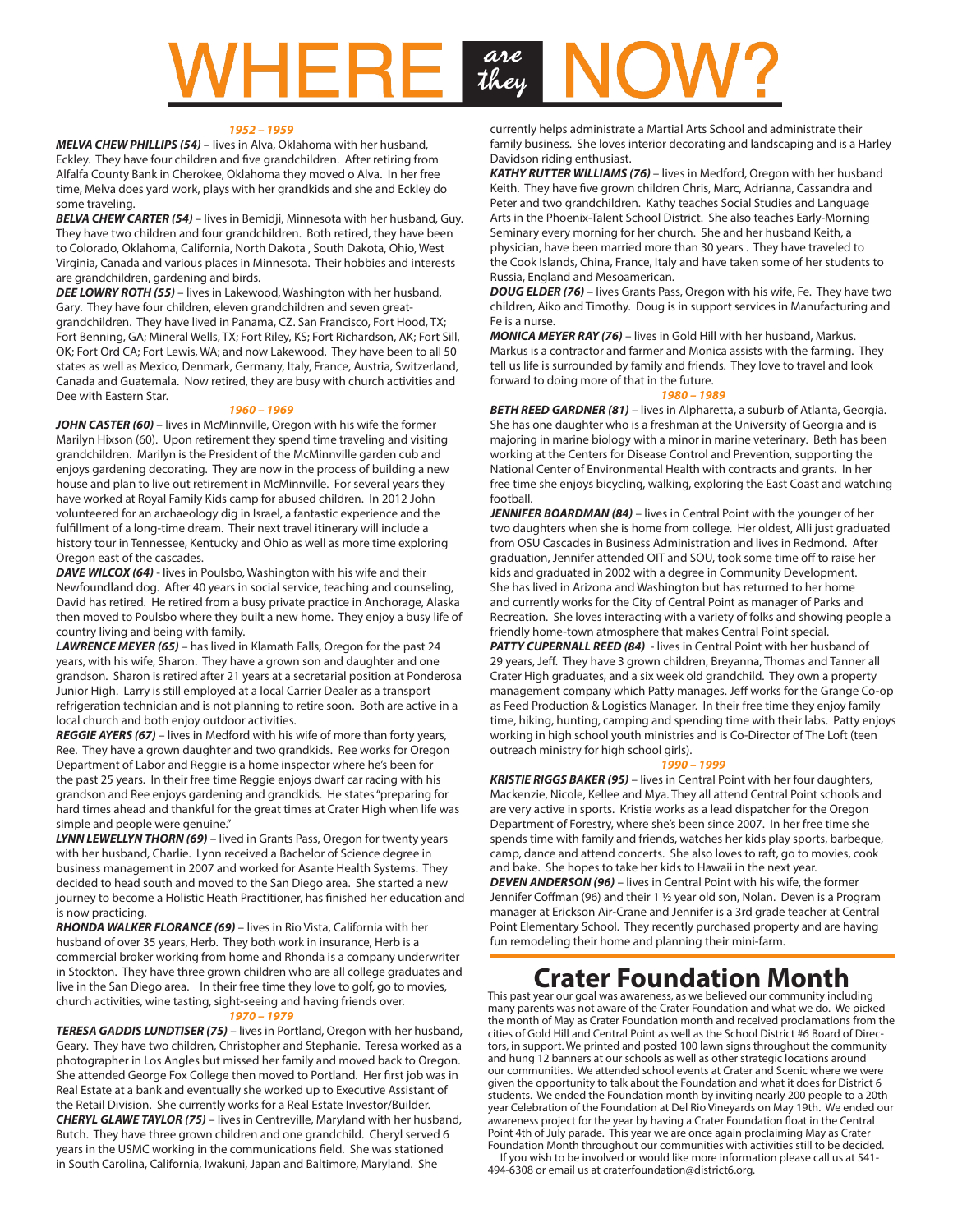# WHERE *are they* NOW?

***1952 – 1959***

***MELVA CHEW PHILLIPS (54)*** – lives in Alva, Oklahoma with her husband, Eckley. They have four children and five grandchildren. After retiring from Alfalfa County Bank in Cherokee, Oklahoma they moved o Alva. In her free time, Melva does yard work, plays with her grandkids and she and Eckley do some traveling.

***BELVA CHEW CARTER (54)*** – lives in Bemidji, Minnesota with her husband, Guy. They have two children and four grandchildren. Both retired, they have been to Colorado, Oklahoma, California, North Dakota , South Dakota, Ohio, West Virginia, Canada and various places in Minnesota. Their hobbies and interests are grandchildren, gardening and birds.

***DEE LOWRY ROTH (55)*** – lives in Lakewood, Washington with her husband, Gary. They have four children, eleven grandchildren and seven great-grandchildren. They have lived in Panama, CZ. San Francisco, Fort Hood, TX; Fort Benning, GA; Mineral Wells, TX; Fort Riley, KS; Fort Richardson, AK; Fort Sill, OK; Fort Ord CA; Fort Lewis, WA; and now Lakewood. They have been to all 50 states as well as Mexico, Denmark, Germany, Italy, France, Austria, Switzerland, Canada and Guatemala. Now retired, they are busy with church activities and Dee with Eastern Star.

***1960 – 1969***

***JOHN CASTER (60)*** – lives in McMinnville, Oregon with his wife the former Marilyn Hixson (60). Upon retirement they spend time traveling and visiting grandchildren. Marilyn is the President of the McMinnville garden cub and enjoys gardening decorating. They are now in the process of building a new house and plan to live out retirement in McMinnville. For several years they have worked at Royal Family Kids camp for abused children. In 2012 John volunteered for an archaeology dig in Israel, a fantastic experience and the fulfillment of a long-time dream. Their next travel itinerary will include a history tour in Tennessee, Kentucky and Ohio as well as more time exploring Oregon east of the cascades.

***DAVE WILCOX (64)*** - lives in Poulsbo, Washington with his wife and their Newfoundland dog. After 40 years in social service, teaching and counseling, David has retired. He retired from a busy private practice in Anchorage, Alaska then moved to Poulsbo where they built a new home. They enjoy a busy life of country living and being with family.

***LAWRENCE MEYER (65)*** – has lived in Klamath Falls, Oregon for the past 24 years, with his wife, Sharon. They have a grown son and daughter and one grandson. Sharon is retired after 21 years at a secretarial position at Ponderosa Junior High. Larry is still employed at a local Carrier Dealer as a transport refrigeration technician and is not planning to retire soon. Both are active in a local church and both enjoy outdoor activities.

***REGGIE AYERS (67)*** – lives in Medford with his wife of more than forty years, Ree. They have a grown daughter and two grandkids. Ree works for Oregon Department of Labor and Reggie is a home inspector where he's been for the past 25 years. In their free time Reggie enjoys dwarf car racing with his grandson and Ree enjoys gardening and grandkids. He states "preparing for hard times ahead and thankful for the great times at Crater High when life was simple and people were genuine."

***LYNN LEWELLYN THORN (69)*** – lived in Grants Pass, Oregon for twenty years with her husband, Charlie. Lynn received a Bachelor of Science degree in business management in 2007 and worked for Asante Health Systems. They decided to head south and moved to the San Diego area. She started a new journey to become a Holistic Heath Practitioner, has finished her education and is now practicing.

***RHONDA WALKER FLORANCE (69)*** – lives in Rio Vista, California with her husband of over 35 years, Herb. They both work in insurance, Herb is a commercial broker working from home and Rhonda is a company underwriter in Stockton. They have three grown children who are all college graduates and live in the San Diego area. In their free time they love to golf, go to movies, church activities, wine tasting, sight-seeing and having friends over.

***1970 – 1979***

***TERESA GADDIS LUNDTISER (75)*** – lives in Portland, Oregon with her husband, Geary. They have two children, Christopher and Stephanie. Teresa worked as a photographer in Los Angles but missed her family and moved back to Oregon. She attended George Fox College then moved to Portland. Her first job was in Real Estate at a bank and eventually she worked up to Executive Assistant of the Retail Division. She currently works for a Real Estate Investor/Builder.

***CHERYL GLAWE TAYLOR (75)*** – lives in Centreville, Maryland with her husband, Butch. They have three grown children and one grandchild. Cheryl served 6 years in the USMC working in the communications field. She was stationed in South Carolina, California, Iwakuni, Japan and Baltimore, Maryland. She currently helps administrate a Martial Arts School and administrate their family business. She loves interior decorating and landscaping and is a Harley Davidson riding enthusiast.

***KATHY RUTTER WILLIAMS (76)*** – lives in Medford, Oregon with her husband Keith. They have five grown children Chris, Marc, Adrianna, Cassandra and Peter and two grandchildren. Kathy teaches Social Studies and Language Arts in the Phoenix-Talent School District. She also teaches Early-Morning Seminary every morning for her church. She and her husband Keith, a physician, have been married more than 30 years . They have traveled to the Cook Islands, China, France, Italy and have taken some of her students to Russia, England and Mesoamerican.

***DOUG ELDER (76)*** – lives Grants Pass, Oregon with his wife, Fe. They have two children, Aiko and Timothy. Doug is in support services in Manufacturing and Fe is a nurse.

***MONICA MEYER RAY (76)*** – lives in Gold Hill with her husband, Markus. Markus is a contractor and farmer and Monica assists with the farming. They tell us life is surrounded by family and friends. They love to travel and look forward to doing more of that in the future.

***1980 – 1989***

***BETH REED GARDNER (81)*** – lives in Alpharetta, a suburb of Atlanta, Georgia. She has one daughter who is a freshman at the University of Georgia and is majoring in marine biology with a minor in marine veterinary. Beth has been working at the Centers for Disease Control and Prevention, supporting the National Center of Environmental Health with contracts and grants. In her free time she enjoys bicycling, walking, exploring the East Coast and watching football.

***JENNIFER BOARDMAN (84)*** – lives in Central Point with the younger of her two daughters when she is home from college. Her oldest, Alli just graduated from OSU Cascades in Business Administration and lives in Redmond. After graduation, Jennifer attended OIT and SOU, took some time off to raise her kids and graduated in 2002 with a degree in Community Development. She has lived in Arizona and Washington but has returned to her home and currently works for the City of Central Point as manager of Parks and Recreation. She loves interacting with a variety of folks and showing people a friendly home-town atmosphere that makes Central Point special.

***PATTY CUPERNALL REED (84)*** - lives in Central Point with her husband of 29 years, Jeff. They have 3 grown children, Breyanna, Thomas and Tanner all Crater High graduates, and a six week old grandchild. They own a property management company which Patty manages. Jeff works for the Grange Co-op as Feed Production & Logistics Manager. In their free time they enjoy family time, hiking, hunting, camping and spending time with their labs. Patty enjoys working in high school youth ministries and is Co-Director of The Loft (teen outreach ministry for high school girls).

***1990 – 1999***

***KRISTIE RIGGS BAKER (95)*** – lives in Central Point with her four daughters, Mackenzie, Nicole, Kellee and Mya. They all attend Central Point schools and are very active in sports. Kristie works as a lead dispatcher for the Oregon Department of Forestry, where she's been since 2007. In her free time she spends time with family and friends, watches her kids play sports, barbeque, camp, dance and attend concerts. She also loves to raft, go to movies, cook and bake. She hopes to take her kids to Hawaii in the next year.

***DEVEN ANDERSON (96)*** – lives in Central Point with his wife, the former Jennifer Coffman (96) and their 1 ½ year old son, Nolan. Deven is a Program manager at Erickson Air-Crane and Jennifer is a 3rd grade teacher at Central Point Elementary School. They recently purchased property and are having fun remodeling their home and planning their mini-farm.

## Crater Foundation Month

This past year our goal was awareness, as we believed our community including many parents was not aware of the Crater Foundation and what we do. We picked the month of May as Crater Foundation month and received proclamations from the cities of Gold Hill and Central Point as well as the School District #6 Board of Directors, in support. We printed and posted 100 lawn signs throughout the community and hung 12 banners at our schools as well as other strategic locations around our communities. We attended school events at Crater and Scenic where we were given the opportunity to talk about the Foundation and what it does for District 6 students. We ended the Foundation month by inviting nearly 200 people to a 20th year Celebration of the Foundation at Del Rio Vineyards on May 19th. We ended our awareness project for the year by having a Crater Foundation float in the Central Point 4th of July parade. This year we are once again proclaiming May as Crater Foundation Month throughout our communities with activities still to be decided.

If you wish to be involved or would like more information please call us at 541-494-6308 or email us at craterfoundation@district6.org.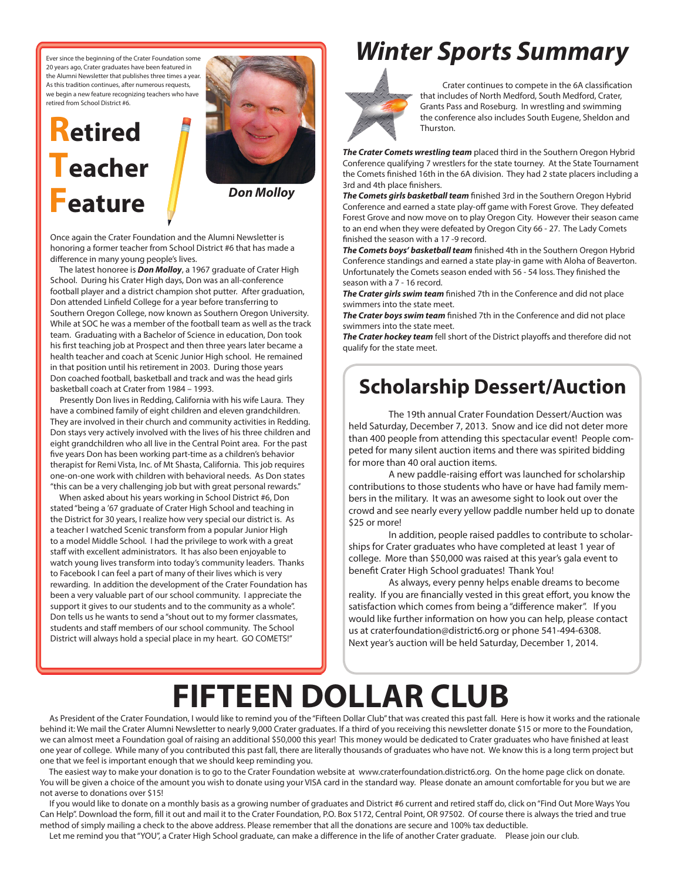Ever since the beginning of the Crater Foundation some 20 years ago, Crater graduates have been featured in the Alumni Newsletter that publishes three times a year. As this tradition continues, after numerous requests, we begin a new feature recognizing teachers who have retired from School District #6.

# Retired Teacher Feature

**Don Molloy**

Once again the Crater Foundation and the Alumni Newsletter is honoring a former teacher from School District #6 that has made a difference in many young people's lives.

The latest honoree is ***Don Molloy***, a 1967 graduate of Crater High School. During his Crater High days, Don was an all-conference football player and a district champion shot putter. After graduation, Don attended Linfield College for a year before transferring to Southern Oregon College, now known as Southern Oregon University. While at SOC he was a member of the football team as well as the track team. Graduating with a Bachelor of Science in education, Don took his first teaching job at Prospect and then three years later became a health teacher and coach at Scenic Junior High school. He remained in that position until his retirement in 2003. During those years Don coached football, basketball and track and was the head girls basketball coach at Crater from 1984 – 1993.

Presently Don lives in Redding, California with his wife Laura. They have a combined family of eight children and eleven grandchildren. They are involved in their church and community activities in Redding. Don stays very actively involved with the lives of his three children and eight grandchildren who all live in the Central Point area. For the past five years Don has been working part-time as a children's behavior therapist for Remi Vista, Inc. of Mt Shasta, California. This job requires one-on-one work with children with behavioral needs. As Don states "this can be a very challenging job but with great personal rewards."

When asked about his years working in School District #6, Don stated "being a '67 graduate of Crater High School and teaching in the District for 30 years, I realize how very special our district is. As a teacher I watched Scenic transform from a popular Junior High to a model Middle School. I had the privilege to work with a great staff with excellent administrators. It has also been enjoyable to watch young lives transform into today's community leaders. Thanks to Facebook I can feel a part of many of their lives which is very rewarding. In addition the development of the Crater Foundation has been a very valuable part of our school community. I appreciate the support it gives to our students and to the community as a whole". Don tells us he wants to send a "shout out to my former classmates, students and staff members of our school community. The School District will always hold a special place in my heart. GO COMETS!"

# *Winter Sports Summary*

Crater continues to compete in the 6A classification that includes of North Medford, South Medford, Crater, Grants Pass and Roseburg. In wrestling and swimming the conference also includes South Eugene, Sheldon and Thurston.

***The Crater Comets wrestling team*** placed third in the Southern Oregon Hybrid Conference qualifying 7 wrestlers for the state tourney. At the State Tournament the Comets finished 16th in the 6A division. They had 2 state placers including a 3rd and 4th place finishers.

***The Comets girls basketball team*** finished 3rd in the Southern Oregon Hybrid Conference and earned a state play-off game with Forest Grove. They defeated Forest Grove and now move on to play Oregon City. However their season came to an end when they were defeated by Oregon City 66 - 27. The Lady Comets finished the season with a 17 -9 record.

***The Comets boys' basketball team*** finished 4th in the Southern Oregon Hybrid Conference standings and earned a state play-in game with Aloha of Beaverton. Unfortunately the Comets season ended with 56 - 54 loss. They finished the season with a 7 - 16 record.

***The Crater girls swim team*** finished 7th in the Conference and did not place swimmers into the state meet.

***The Crater boys swim team*** finished 7th in the Conference and did not place swimmers into the state meet.

***The Crater hockey team*** fell short of the District playoffs and therefore did not qualify for the state meet.

## Scholarship Dessert/Auction

The 19th annual Crater Foundation Dessert/Auction was held Saturday, December 7, 2013. Snow and ice did not deter more than 400 people from attending this spectacular event! People competed for many silent auction items and there was spirited bidding for more than 40 oral auction items.

A new paddle-raising effort was launched for scholarship contributions to those students who have or have had family members in the military. It was an awesome sight to look out over the crowd and see nearly every yellow paddle number held up to donate $25 or more!

In addition, people raised paddles to contribute to scholarships for Crater graduates who have completed at least 1 year of college. More than $50,000 was raised at this year's gala event to benefit Crater High School graduates! Thank You!

As always, every penny helps enable dreams to become reality. If you are financially vested in this great effort, you know the satisfaction which comes from being a "difference maker". If you would like further information on how you can help, please contact us at craterfoundation@district6.org or phone 541-494-6308. Next year's auction will be held Saturday, December 1, 2014.

# FIFTEEN DOLLAR CLUB

As President of the Crater Foundation, I would like to remind you of the "Fifteen Dollar Club" that was created this past fall. Here is how it works and the rationale behind it: We mail the Crater Alumni Newsletter to nearly 9,000 Crater graduates. If a third of you receiving this newsletter donate $15 or more to the Foundation, we can almost meet a Foundation goal of raising an additional $50,000 this year! This money would be dedicated to Crater graduates who have finished at least one year of college. While many of you contributed this past fall, there are literally thousands of graduates who have not. We know this is a long term project but one that we feel is important enough that we should keep reminding you.

The easiest way to make your donation is to go to the Crater Foundation website at www.craterfoundation.district6.org. On the home page click on donate. You will be given a choice of the amount you wish to donate using your VISA card in the standard way. Please donate an amount comfortable for you but we are not averse to donations over $15!

If you would like to donate on a monthly basis as a growing number of graduates and District #6 current and retired staff do, click on "Find Out More Ways You Can Help". Download the form, fill it out and mail it to the Crater Foundation, P.O. Box 5172, Central Point, OR 97502. Of course there is always the tried and true method of simply mailing a check to the above address. Please remember that all the donations are secure and 100% tax deductible.

Let me remind you that "YOU", a Crater High School graduate, can make a difference in the life of another Crater graduate. Please join our club.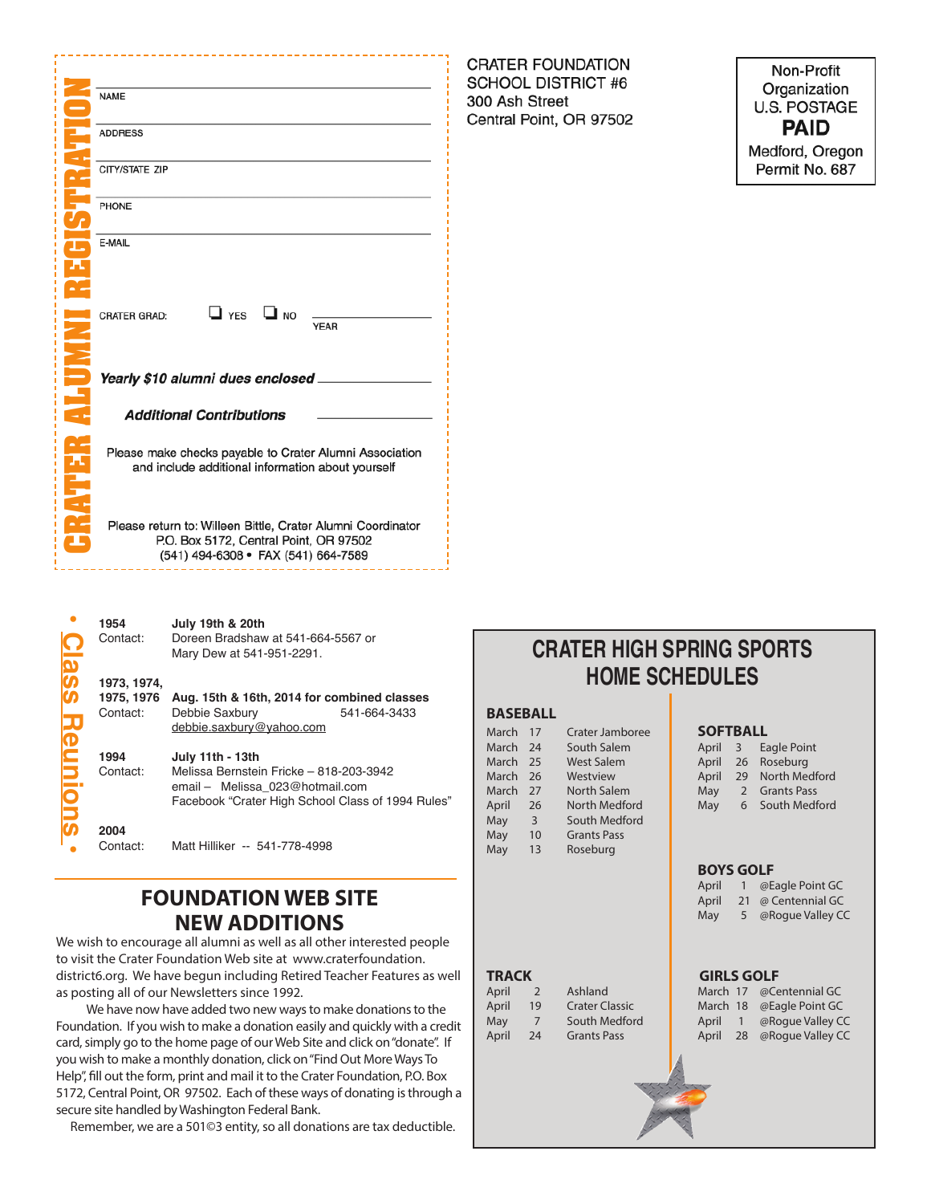## CRATER ALUMNI REGISTRATION

NAME

ADDRESS

CITY/STATE ZIP

PHONE

E-MAIL

CRATER GRAD: ❑ YES ❑ NO YEAR

***Yearly $10 alumni dues enclosed***

***Additional Contributions***

Please make checks payable to Crater Alumni Association and include additional information about yourself

Please return to: Willeen Bittle, Crater Alumni Coordinator
P.O. Box 5172, Central Point, OR 97502
(541) 494-6308 • FAX (541) 664-7589

CRATER FOUNDATION
SCHOOL DISTRICT #6
300 Ash Street
Central Point, OR 97502

Non-Profit
Organization
U.S. POSTAGE
**PAID**
Medford, Oregon
Permit No. 687

## Class Reunions

**1954**
Contact:
**July 19th & 20th**
Doreen Bradshaw at 541-664-5567 or
Mary Dew at 541-951-2291.

**1973, 1974, 1975, 1976**
Contact:
**Aug. 15th & 16th, 2014 for combined classes**
Debbie Saxbury 541-664-3433
debbie.saxbury@yahoo.com

**1994**
Contact:
**July 11th - 13th**
Melissa Bernstein Fricke – 818-203-3942
email – Melissa_023@hotmail.com
Facebook "Crater High School Class of 1994 Rules"

**2004**
Contact: Matt Hilliker -- 541-778-4998

## FOUNDATION WEB SITE NEW ADDITIONS

We wish to encourage all alumni as well as all other interested people to visit the Crater Foundation Web site at www.craterfoundation.district6.org. We have begun including Retired Teacher Features as well as posting all of our Newsletters since 1992.

We have now have added two new ways to make donations to the Foundation. If you wish to make a donation easily and quickly with a credit card, simply go to the home page of our Web Site and click on "donate". If you wish to make a monthly donation, click on "Find Out More Ways To Help", fill out the form, print and mail it to the Crater Foundation, P.O. Box 5172, Central Point, OR 97502. Each of these ways of donating is through a secure site handled by Washington Federal Bank.

Remember, we are a 501©3 entity, so all donations are tax deductible.

## CRATER HIGH SPRING SPORTS HOME SCHEDULES

### BASEBALL

| | | |
|---|---|---|
| March | 17 | Crater Jamboree |
| March | 24 | South Salem |
| March | 25 | West Salem |
| March | 26 | Westview |
| March | 27 | North Salem |
| April | 26 | North Medford |
| May | 3 | South Medford |
| May | 10 | Grants Pass |
| May | 13 | Roseburg |

### TRACK

| | | |
|---|---|---|
| April | 2 | Ashland |
| April | 19 | Crater Classic |
| May | 7 | South Medford |
| April | 24 | Grants Pass |

### SOFTBALL

| | | |
|---|---|---|
| April | 3 | Eagle Point |
| April | 26 | Roseburg |
| April | 29 | North Medford |
| May | 2 | Grants Pass |
| May | 6 | South Medford |

### BOYS GOLF

| | | |
|---|---|---|
| April | 1 | @Eagle Point GC |
| April | 21 | @ Centennial GC |
| May | 5 | @Rogue Valley CC |

### GIRLS GOLF

| | | |
|---|---|---|
| March | 17 | @Centennial GC |
| March | 18 | @Eagle Point GC |
| April | 1 | @Rogue Valley CC |
| April | 28 | @Rogue Valley CC |